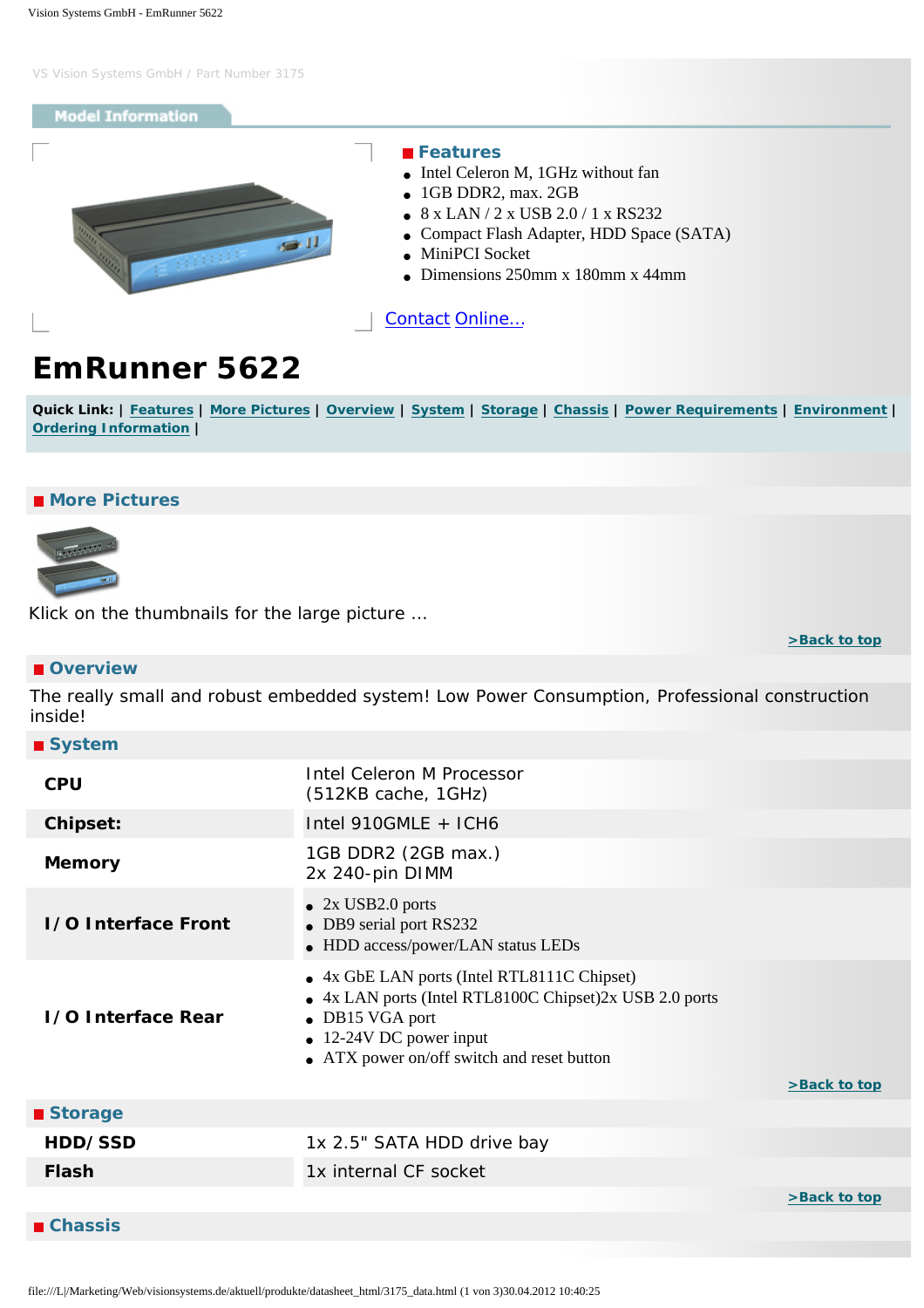VS Vision Systems GmbH / Part Number 3175

## Model Information

### Features

- Intel Celeron M, 1GHz without fan
- 1GB DDR2, max. 2GB
- 8 x LAN / 2 x USB 2.0 / 1 x RS232
- Compact Flash Adapter, HDD Space (SATA)
- MiniPCI Socket
- Dimensions 250mm x 180mm x 44mm

Contact Online...

# EmRunner 5622

**Quick Link:** | Features | More Pictures | Overview | System | Storage | Chassis | Power Requirements | Environment | Ordering Information |

## More Pictures

Klick on the thumbnails for the large picture ...

>Back to top

## Overview

The really small and robust embedded system! Low Power Consumption, Professional construction inside!

## System

| | |
|---|---|
| **CPU** | Intel Celeron M Processor (512KB cache, 1GHz) |
| **Chipset:** | Intel 910GMLE + ICH6 |
| **Memory** | 1GB DDR2 (2GB max.) 2x 240-pin DIMM |
| **I/O Interface Front** | • 2x USB2.0 ports<br>• DB9 serial port RS232<br>• HDD access/power/LAN status LEDs |
| **I/O Interface Rear** | • 4x GbE LAN ports (Intel RTL8111C Chipset)<br>• 4x LAN ports (Intel RTL8100C Chipset)2x USB 2.0 ports<br>• DB15 VGA port<br>• 12-24V DC power input<br>• ATX power on/off switch and reset button |

>Back to top

## Storage

| | |
|---|---|
| **HDD/SSD** | 1x 2.5" SATA HDD drive bay |
| **Flash** | 1x internal CF socket |

>Back to top

## Chassis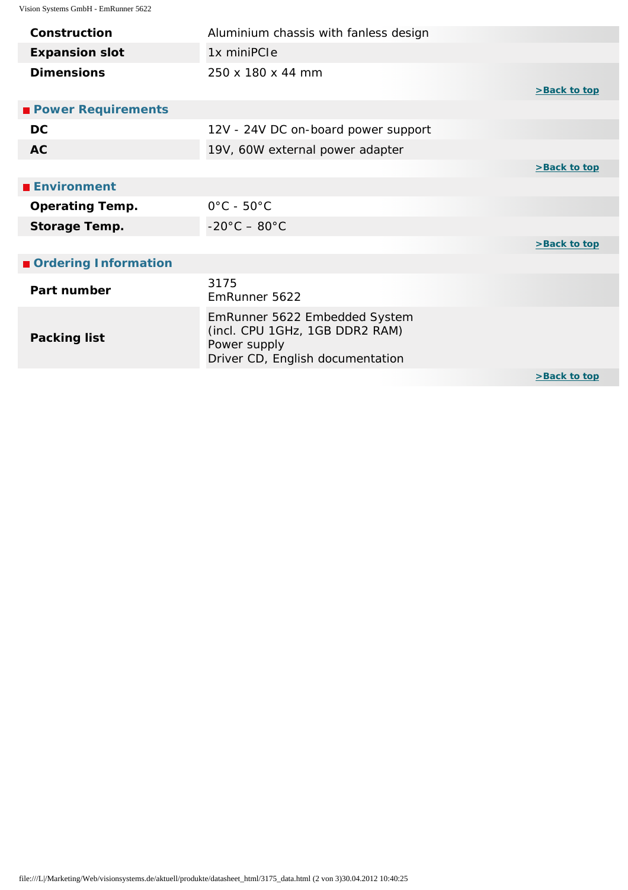| | |
|---|---|
| **Construction** | Aluminium chassis with fanless design |
| **Expansion slot** | 1x miniPCIe |
| **Dimensions** | 250 x 180 x 44 mm |

>Back to top

## Power Requirements

| | |
|---|---|
| **DC** | 12V - 24V DC on-board power support |
| **AC** | 19V, 60W external power adapter |

>Back to top

## Environment

| | |
|---|---|
| **Operating Temp.** | 0°C - 50°C |
| **Storage Temp.** | -20°C – 80°C |

>Back to top

## Ordering Information

| | |
|---|---|
| **Part number** | 3175<br>EmRunner 5622 |
| **Packing list** | EmRunner 5622 Embedded System<br>(incl. CPU 1GHz, 1GB DDR2 RAM)<br>Power supply<br>Driver CD, English documentation |

>Back to top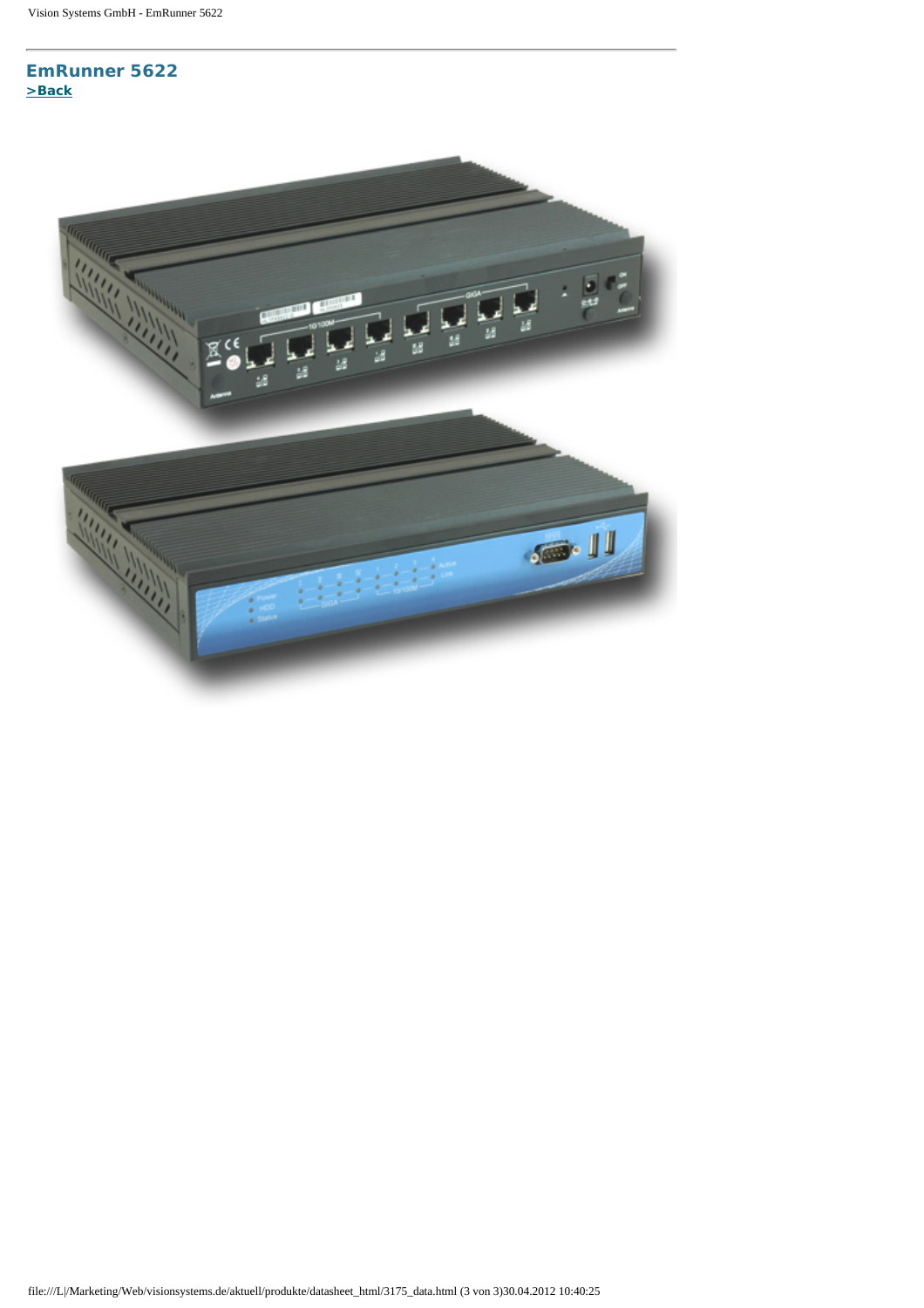## EmRunner 5622

**>Back**